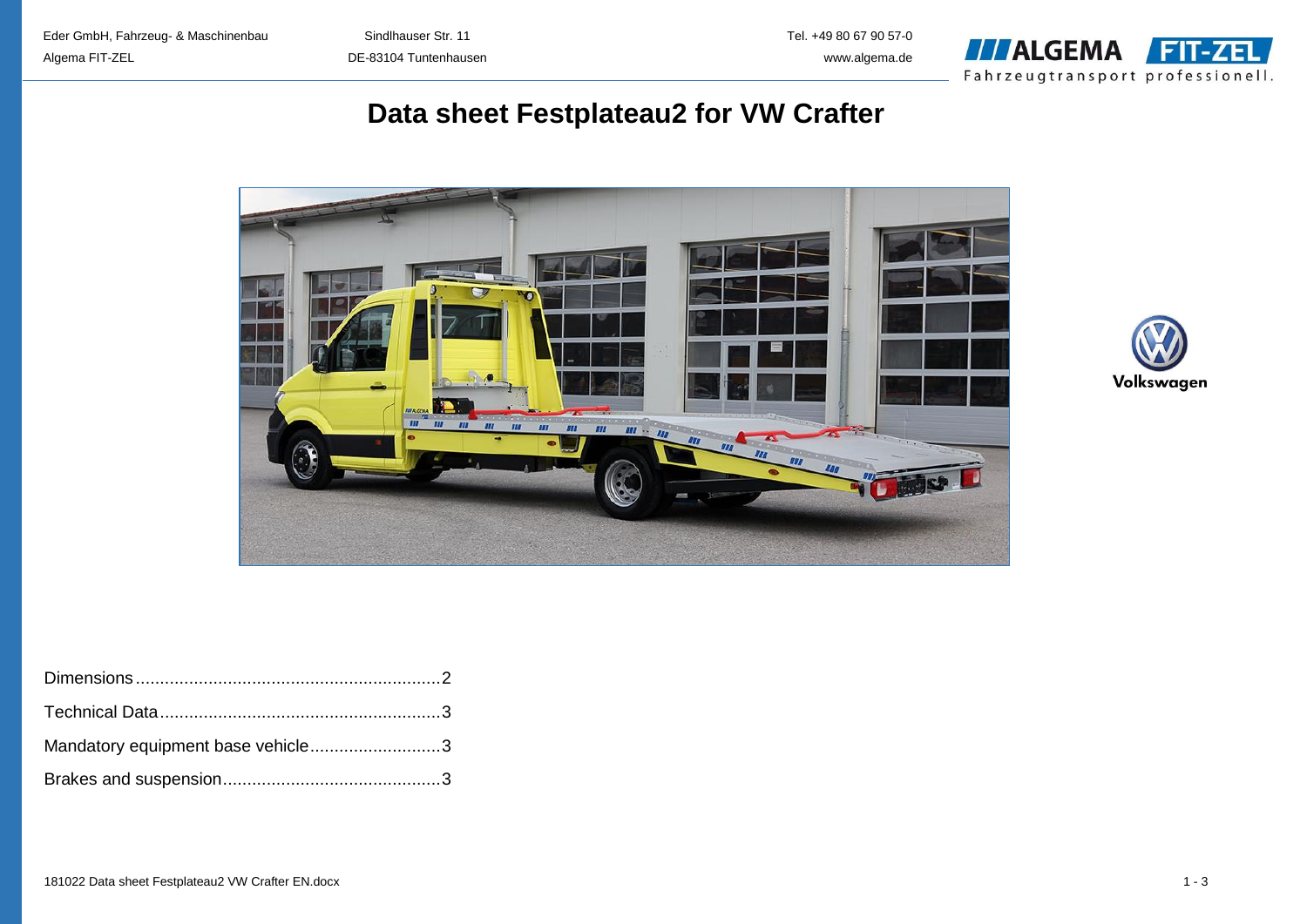Eder GmbH, Fahrzeug- & Maschinenbau
Algema FIT-ZEL

Sindlhauser Str. 11
DE-83104 Tuntenhausen

Tel. +49 80 67 90 57-0
www.algema.de

# Data sheet Festplateau2 for VW Crafter

Dimensions ............................................................... 2

Technical Data .......................................................... 3

Mandatory equipment base vehicle ........................... 3

Brakes and suspension ............................................. 3

181022 Data sheet Festplateau2 VW Crafter EN.docx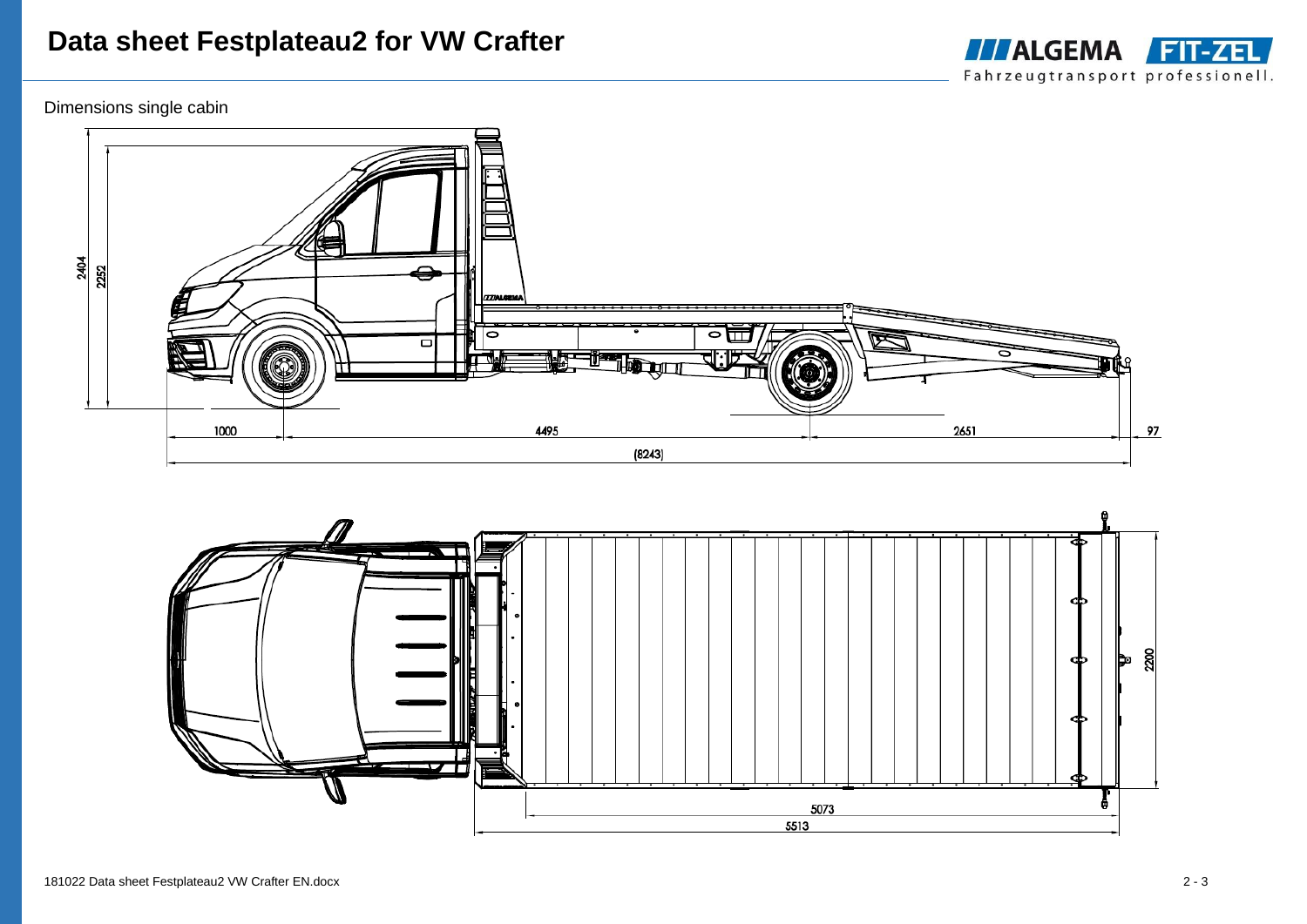# Data sheet Festplateau2 for VW Crafter

Dimensions single cabin

2404

2252

1000

4495

2651

97

(8243)

2200

5073

5513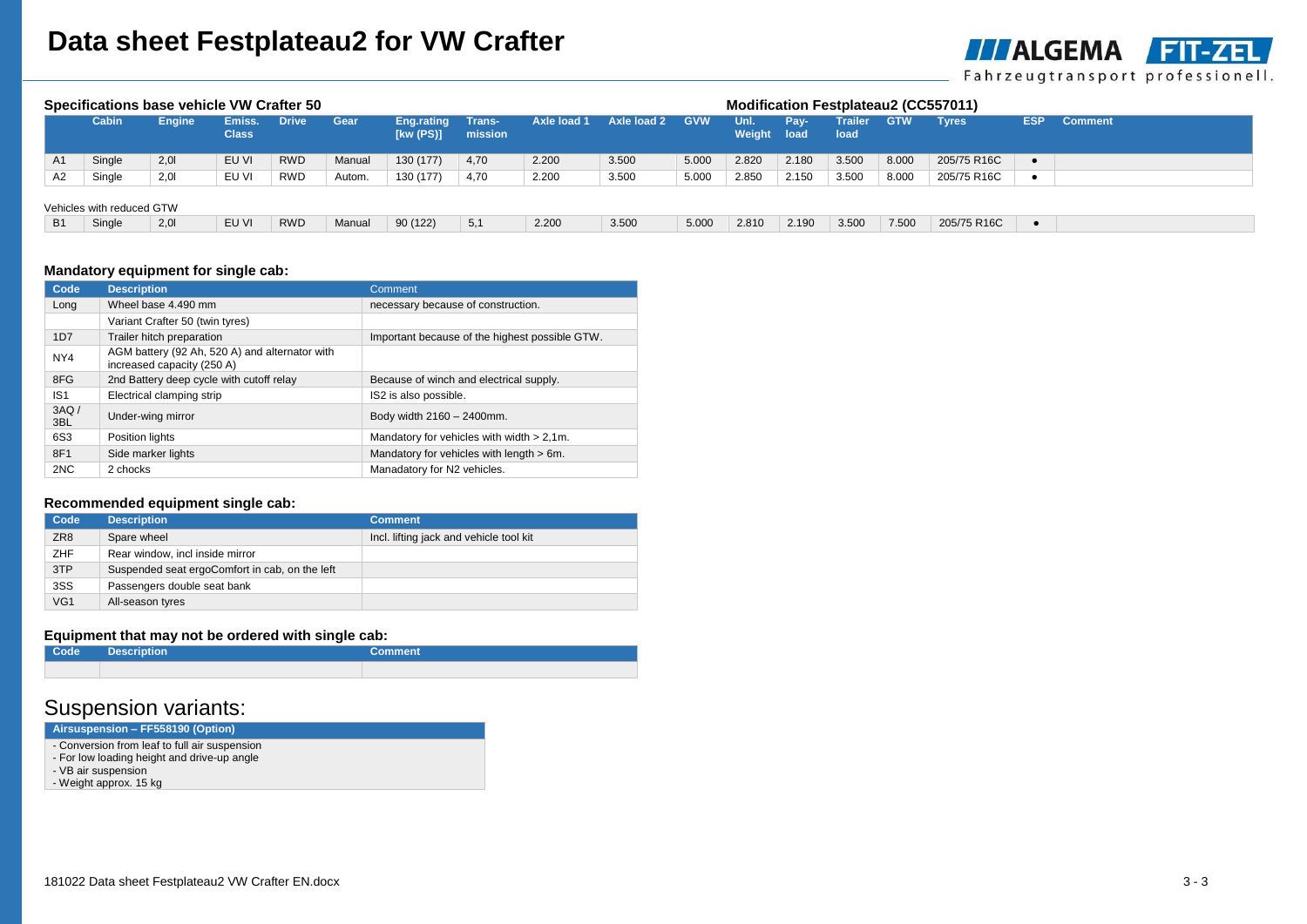# Data sheet Festplateau2 for VW Crafter

**Specifications base vehicle VW Crafter 50** | **Modification Festplateau2 (CC557011)**

| | Cabin | Engine | Emiss. Class | Drive | Gear | Eng.rating [kw (PS)] | Trans-mission | Axle load 1 | Axle load 2 | GVW | Unl. Weight | Pay-load | Trailer load | GTW | Tyres | ESP | Comment |
|---|---|---|---|---|---|---|---|---|---|---|---|---|---|---|---|---|---|
| A1 | Single | 2,0l | EU VI | RWD | Manual | 130 (177) | 4,70 | 2.200 | 3.500 | 5.000 | 2.820 | 2.180 | 3.500 | 8.000 | 205/75 R16C | • | |
| A2 | Single | 2,0l | EU VI | RWD | Autom. | 130 (177) | 4,70 | 2.200 | 3.500 | 5.000 | 2.850 | 2.150 | 3.500 | 8.000 | 205/75 R16C | • | |

Vehicles with reduced GTW

| | Cabin | Engine | Emiss. Class | Drive | Gear | Eng.rating [kw (PS)] | Trans-mission | Axle load 1 | Axle load 2 | GVW | Unl. Weight | Pay-load | Trailer load | GTW | Tyres | ESP | Comment |
|---|---|---|---|---|---|---|---|---|---|---|---|---|---|---|---|---|---|
| B1 | Single | 2,0l | EU VI | RWD | Manual | 90 (122) | 5,1 | 2.200 | 3.500 | 5.000 | 2.810 | 2.190 | 3.500 | 7.500 | 205/75 R16C | • | |

### Mandatory equipment for single cab:

| Code | Description | Comment |
|---|---|---|
| Long | Wheel base 4.490 mm | necessary because of construction. |
| | Variant Crafter 50 (twin tyres) | |
| 1D7 | Trailer hitch preparation | Important because of the highest possible GTW. |
| NY4 | AGM battery (92 Ah, 520 A) and alternator with increased capacity (250 A) | |
| 8FG | 2nd Battery deep cycle with cutoff relay | Because of winch and electrical supply. |
| IS1 | Electrical clamping strip | IS2 is also possible. |
| 3AQ / 3BL | Under-wing mirror | Body width 2160 – 2400mm. |
| 6S3 | Position lights | Mandatory for vehicles with width > 2,1m. |
| 8F1 | Side marker lights | Mandatory for vehicles with length > 6m. |
| 2NC | 2 chocks | Manadatory for N2 vehicles. |

### Recommended equipment single cab:

| Code | Description | Comment |
|---|---|---|
| ZR8 | Spare wheel | Incl. lifting jack and vehicle tool kit |
| ZHF | Rear window, incl inside mirror | |
| 3TP | Suspended seat ergoComfort in cab, on the left | |
| 3SS | Passengers double seat bank | |
| VG1 | All-season tyres | |

### Equipment that may not be ordered with single cab:

| Code | Description | Comment |
|---|---|---|
| | | |

## Suspension variants:

**Airsuspension – FF558190 (Option)**

- Conversion from leaf to full air suspension
- For low loading height and drive-up angle
- VB air suspension
- Weight approx. 15 kg

181022 Data sheet Festplateau2 VW Crafter EN.docx